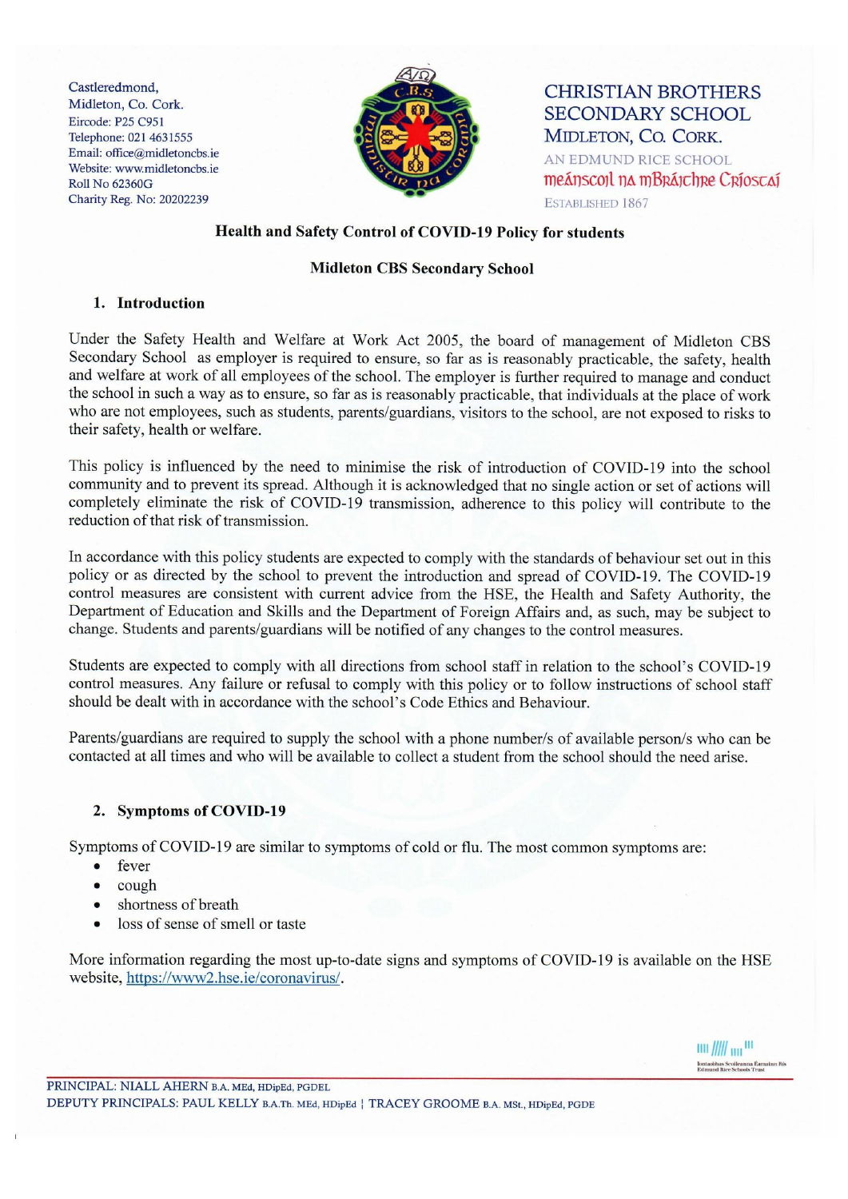Castleredmond,
Midleton, Co. Cork.
Eircode: P25 C951
Telephone: 021 4631555
Email: office@midletoncbs.ie
Website: www.midletoncbs.ie
Roll No 62360G
Charity Reg. No: 20202239

CHRISTIAN BROTHERS SECONDARY SCHOOL
MIDLETON, CO. CORK.
AN EDMUND RICE SCHOOL
Meánscoil na mBráithre Críostaí
ESTABLISHED 1867

## Health and Safety Control of COVID-19 Policy for students

### Midleton CBS Secondary School

### 1. Introduction

Under the Safety Health and Welfare at Work Act 2005, the board of management of Midleton CBS Secondary School as employer is required to ensure, so far as is reasonably practicable, the safety, health and welfare at work of all employees of the school. The employer is further required to manage and conduct the school in such a way as to ensure, so far as is reasonably practicable, that individuals at the place of work who are not employees, such as students, parents/guardians, visitors to the school, are not exposed to risks to their safety, health or welfare.

This policy is influenced by the need to minimise the risk of introduction of COVID-19 into the school community and to prevent its spread. Although it is acknowledged that no single action or set of actions will completely eliminate the risk of COVID-19 transmission, adherence to this policy will contribute to the reduction of that risk of transmission.

In accordance with this policy students are expected to comply with the standards of behaviour set out in this policy or as directed by the school to prevent the introduction and spread of COVID-19. The COVID-19 control measures are consistent with current advice from the HSE, the Health and Safety Authority, the Department of Education and Skills and the Department of Foreign Affairs and, as such, may be subject to change. Students and parents/guardians will be notified of any changes to the control measures.

Students are expected to comply with all directions from school staff in relation to the school's COVID-19 control measures. Any failure or refusal to comply with this policy or to follow instructions of school staff should be dealt with in accordance with the school's Code Ethics and Behaviour.

Parents/guardians are required to supply the school with a phone number/s of available person/s who can be contacted at all times and who will be available to collect a student from the school should the need arise.

### 2. Symptoms of COVID-19

Symptoms of COVID-19 are similar to symptoms of cold or flu. The most common symptoms are:

- fever
- cough
- shortness of breath
- loss of sense of smell or taste

More information regarding the most up-to-date signs and symptoms of COVID-19 is available on the HSE website, https://www2.hse.ie/coronavirus/.

PRINCIPAL: NIALL AHERN B.A. MEd, HDipEd, PGDEL
DEPUTY PRINCIPALS: PAUL KELLY B.A.Th. MEd, HDipEd | TRACEY GROOME B.A. MSt., HDipEd, PGDE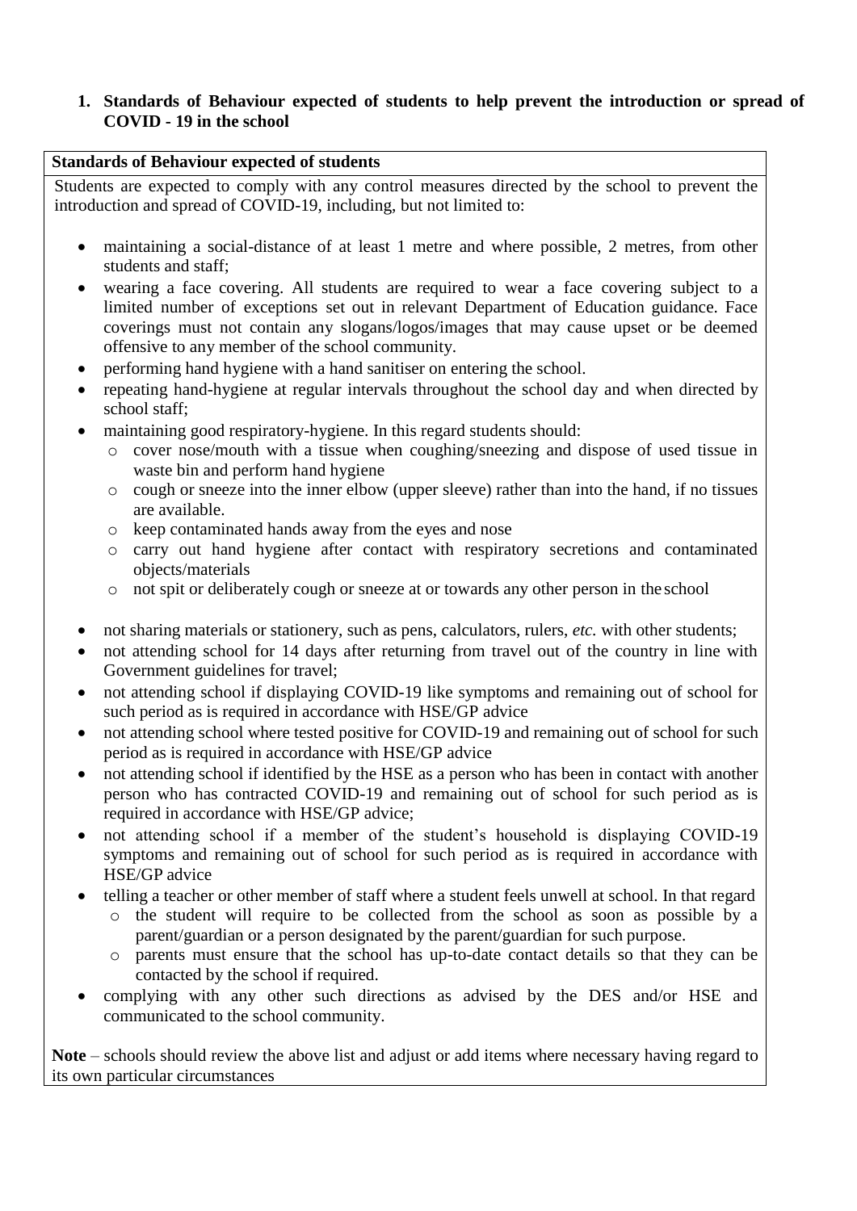## 1. Standards of Behaviour expected of students to help prevent the introduction or spread of COVID - 19 in the school

**Standards of Behaviour expected of students**

Students are expected to comply with any control measures directed by the school to prevent the introduction and spread of COVID-19, including, but not limited to:

- maintaining a social-distance of at least 1 metre and where possible, 2 metres, from other students and staff;
- wearing a face covering. All students are required to wear a face covering subject to a limited number of exceptions set out in relevant Department of Education guidance. Face coverings must not contain any slogans/logos/images that may cause upset or be deemed offensive to any member of the school community.
- performing hand hygiene with a hand sanitiser on entering the school.
- repeating hand-hygiene at regular intervals throughout the school day and when directed by school staff;
- maintaining good respiratory-hygiene. In this regard students should:
    - cover nose/mouth with a tissue when coughing/sneezing and dispose of used tissue in waste bin and perform hand hygiene
    - cough or sneeze into the inner elbow (upper sleeve) rather than into the hand, if no tissues are available.
    - keep contaminated hands away from the eyes and nose
    - carry out hand hygiene after contact with respiratory secretions and contaminated objects/materials
    - not spit or deliberately cough or sneeze at or towards any other person in the school
- not sharing materials or stationery, such as pens, calculators, rulers, *etc.* with other students;
- not attending school for 14 days after returning from travel out of the country in line with Government guidelines for travel;
- not attending school if displaying COVID-19 like symptoms and remaining out of school for such period as is required in accordance with HSE/GP advice
- not attending school where tested positive for COVID-19 and remaining out of school for such period as is required in accordance with HSE/GP advice
- not attending school if identified by the HSE as a person who has been in contact with another person who has contracted COVID-19 and remaining out of school for such period as is required in accordance with HSE/GP advice;
- not attending school if a member of the student's household is displaying COVID-19 symptoms and remaining out of school for such period as is required in accordance with HSE/GP advice
- telling a teacher or other member of staff where a student feels unwell at school. In that regard
    - the student will require to be collected from the school as soon as possible by a parent/guardian or a person designated by the parent/guardian for such purpose.
    - parents must ensure that the school has up-to-date contact details so that they can be contacted by the school if required.
- complying with any other such directions as advised by the DES and/or HSE and communicated to the school community.

**Note** – schools should review the above list and adjust or add items where necessary having regard to its own particular circumstances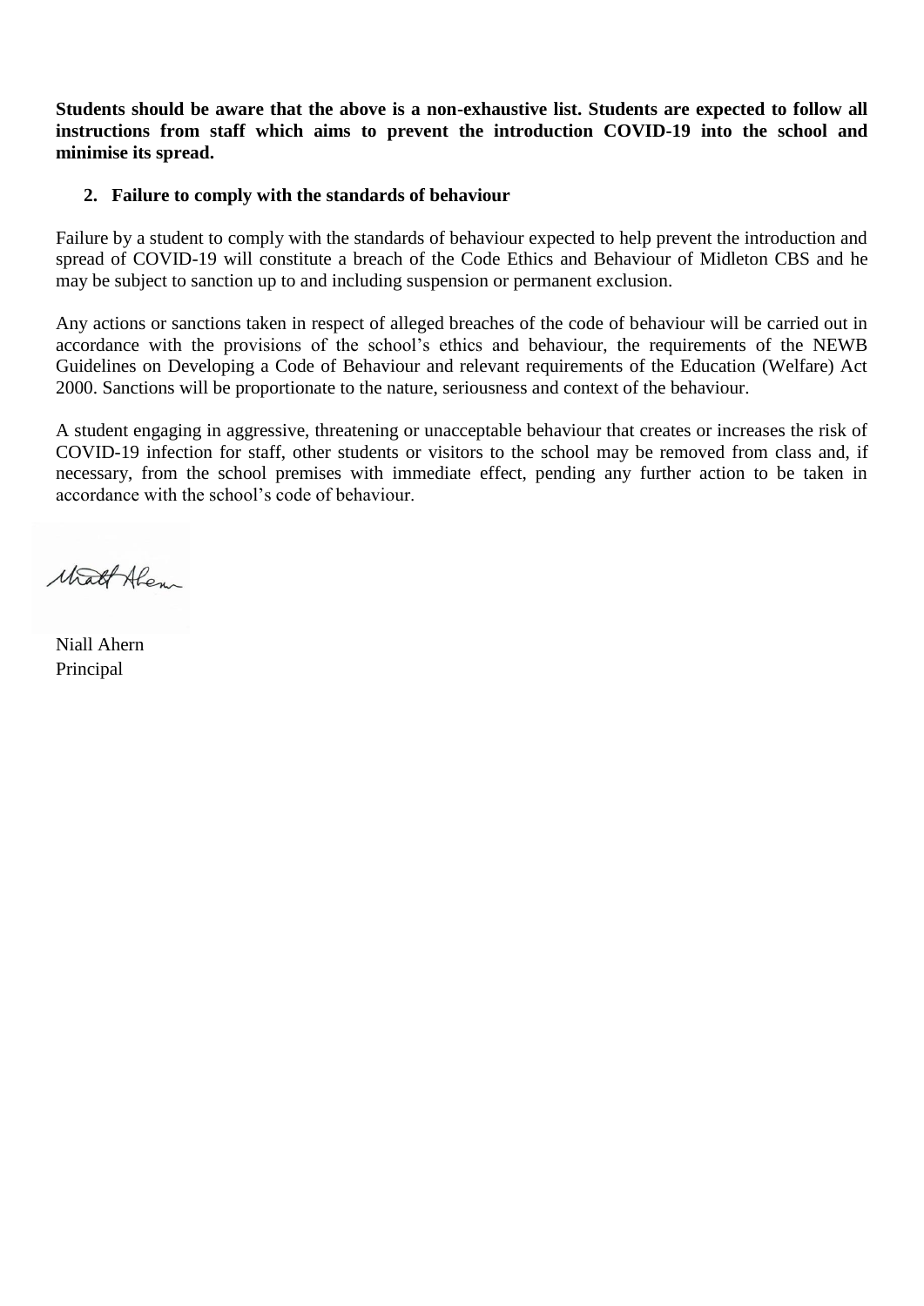**Students should be aware that the above is a non-exhaustive list. Students are expected to follow all instructions from staff which aims to prevent the introduction COVID-19 into the school and minimise its spread.**

## 2. Failure to comply with the standards of behaviour

Failure by a student to comply with the standards of behaviour expected to help prevent the introduction and spread of COVID-19 will constitute a breach of the Code Ethics and Behaviour of Midleton CBS and he may be subject to sanction up to and including suspension or permanent exclusion.

Any actions or sanctions taken in respect of alleged breaches of the code of behaviour will be carried out in accordance with the provisions of the school's ethics and behaviour, the requirements of the NEWB Guidelines on Developing a Code of Behaviour and relevant requirements of the Education (Welfare) Act 2000. Sanctions will be proportionate to the nature, seriousness and context of the behaviour.

A student engaging in aggressive, threatening or unacceptable behaviour that creates or increases the risk of COVID-19 infection for staff, other students or visitors to the school may be removed from class and, if necessary, from the school premises with immediate effect, pending any further action to be taken in accordance with the school's code of behaviour.

Niall Ahern
Principal